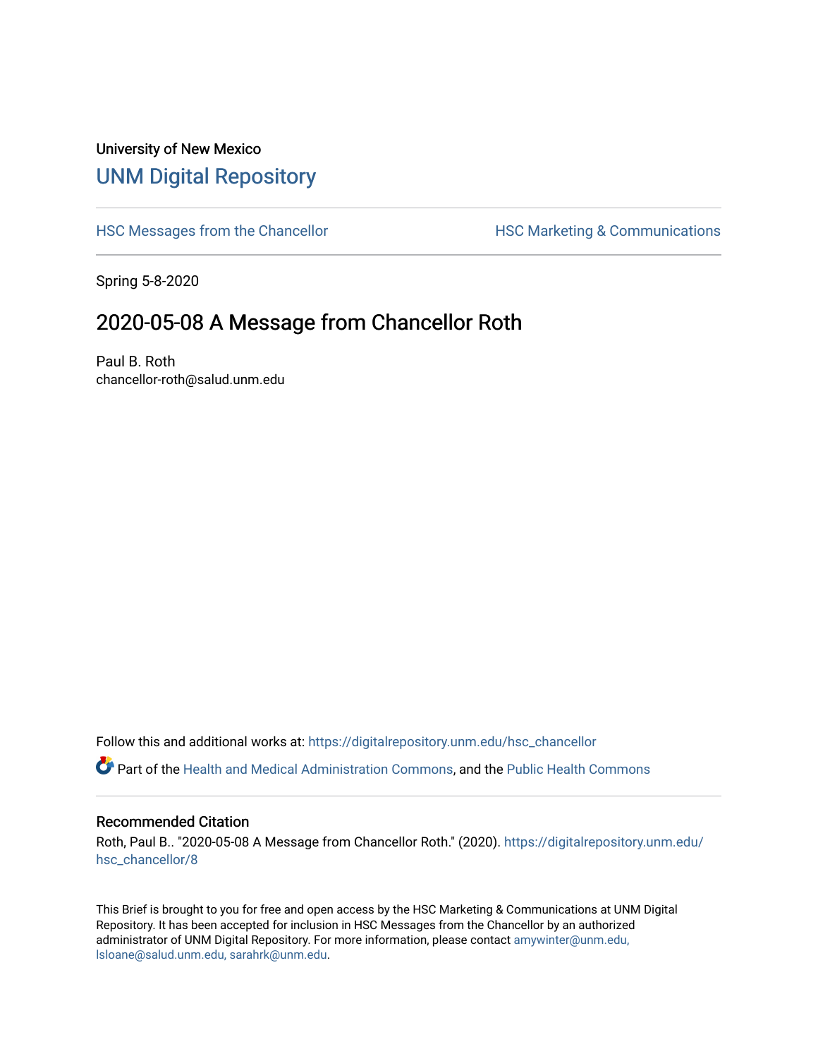University of New Mexico

# UNM Digital Repository

HSC Messages from the Chancellor

HSC Marketing & Communications

Spring 5-8-2020

## 2020-05-08 A Message from Chancellor Roth

Paul B. Roth
chancellor-roth@salud.unm.edu

Follow this and additional works at: https://digitalrepository.unm.edu/hsc_chancellor

Part of the Health and Medical Administration Commons, and the Public Health Commons

### Recommended Citation

Roth, Paul B.. "2020-05-08 A Message from Chancellor Roth." (2020). https://digitalrepository.unm.edu/hsc_chancellor/8

This Brief is brought to you for free and open access by the HSC Marketing & Communications at UNM Digital Repository. It has been accepted for inclusion in HSC Messages from the Chancellor by an authorized administrator of UNM Digital Repository. For more information, please contact amywinter@unm.edu, lsloane@salud.unm.edu, sarahrk@unm.edu.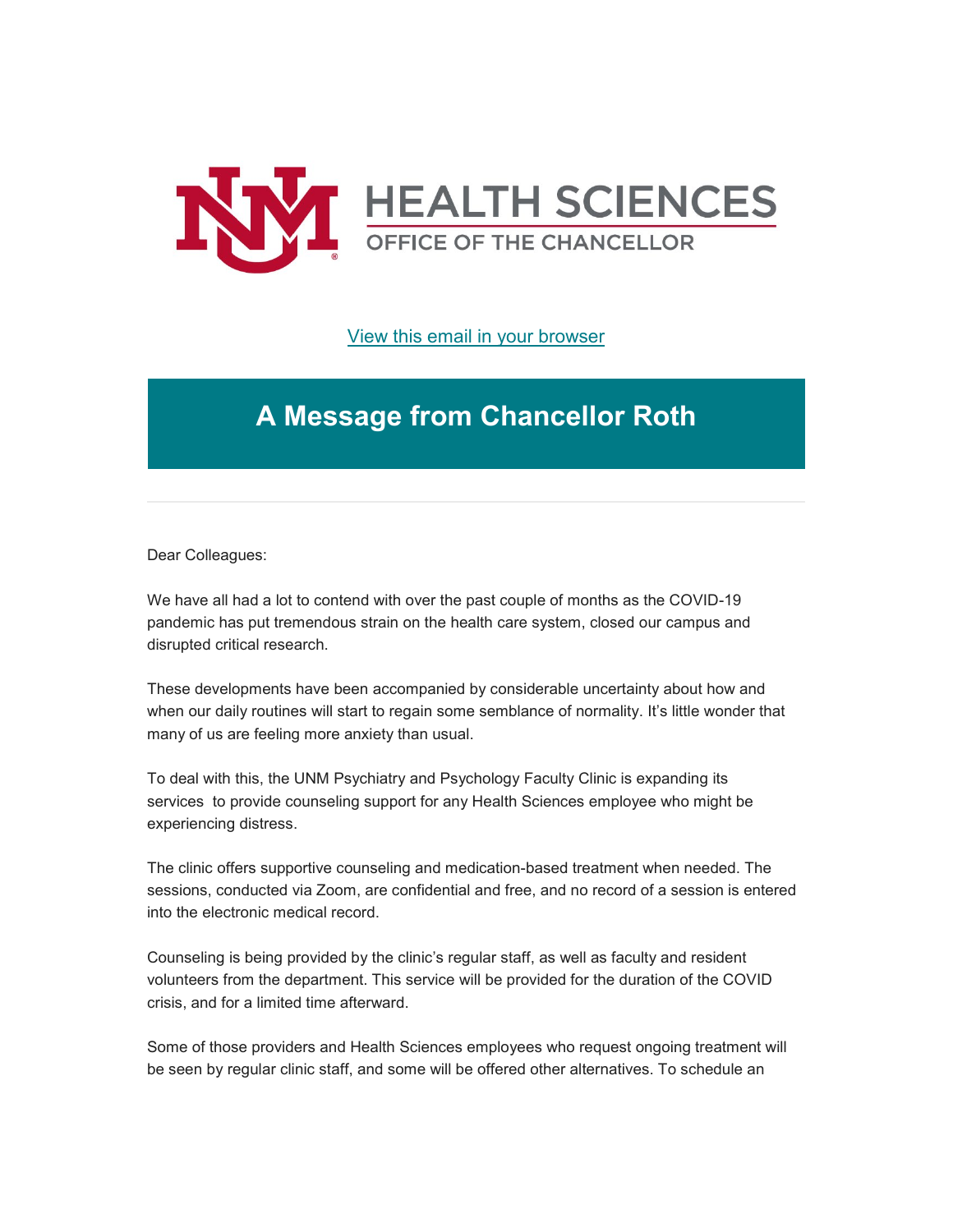HEALTH SCIENCES

OFFICE OF THE CHANCELLOR

View this email in your browser

# A Message from Chancellor Roth

Dear Colleagues:

We have all had a lot to contend with over the past couple of months as the COVID-19 pandemic has put tremendous strain on the health care system, closed our campus and disrupted critical research.

These developments have been accompanied by considerable uncertainty about how and when our daily routines will start to regain some semblance of normality. It's little wonder that many of us are feeling more anxiety than usual.

To deal with this, the UNM Psychiatry and Psychology Faculty Clinic is expanding its services to provide counseling support for any Health Sciences employee who might be experiencing distress.

The clinic offers supportive counseling and medication-based treatment when needed. The sessions, conducted via Zoom, are confidential and free, and no record of a session is entered into the electronic medical record.

Counseling is being provided by the clinic's regular staff, as well as faculty and resident volunteers from the department. This service will be provided for the duration of the COVID crisis, and for a limited time afterward.

Some of those providers and Health Sciences employees who request ongoing treatment will be seen by regular clinic staff, and some will be offered other alternatives. To schedule an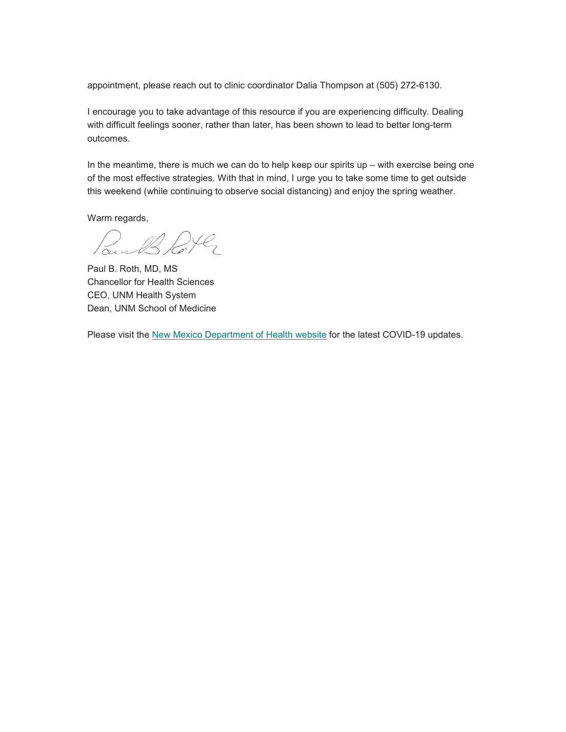appointment, please reach out to clinic coordinator Dalia Thompson at (505) 272-6130.

I encourage you to take advantage of this resource if you are experiencing difficulty. Dealing with difficult feelings sooner, rather than later, has been shown to lead to better long-term outcomes.

In the meantime, there is much we can do to help keep our spirits up – with exercise being one of the most effective strategies. With that in mind, I urge you to take some time to get outside this weekend (while continuing to observe social distancing) and enjoy the spring weather.

Warm regards,

Paul B. Roth, MD, MS
Chancellor for Health Sciences
CEO, UNM Health System
Dean, UNM School of Medicine

Please visit the New Mexico Department of Health website for the latest COVID-19 updates.